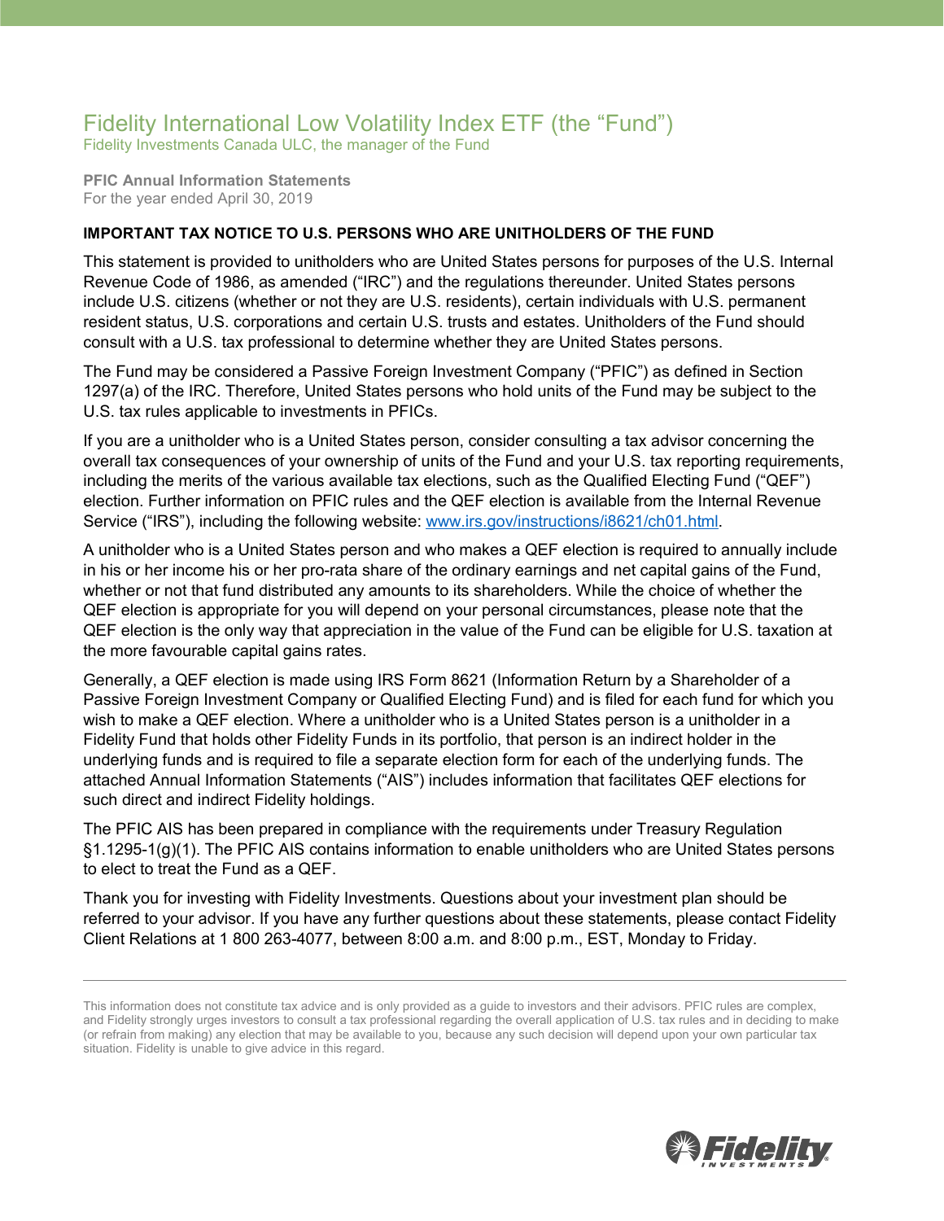# Fidelity International Low Volatility Index ETF (the "Fund")

Fidelity Investments Canada ULC, the manager of the Fund

**PFIC Annual Information Statements**
For the year ended April 30, 2019

**IMPORTANT TAX NOTICE TO U.S. PERSONS WHO ARE UNITHOLDERS OF THE FUND**

This statement is provided to unitholders who are United States persons for purposes of the U.S. Internal Revenue Code of 1986, as amended ("IRC") and the regulations thereunder. United States persons include U.S. citizens (whether or not they are U.S. residents), certain individuals with U.S. permanent resident status, U.S. corporations and certain U.S. trusts and estates. Unitholders of the Fund should consult with a U.S. tax professional to determine whether they are United States persons.

The Fund may be considered a Passive Foreign Investment Company ("PFIC") as defined in Section 1297(a) of the IRC. Therefore, United States persons who hold units of the Fund may be subject to the U.S. tax rules applicable to investments in PFICs.

If you are a unitholder who is a United States person, consider consulting a tax advisor concerning the overall tax consequences of your ownership of units of the Fund and your U.S. tax reporting requirements, including the merits of the various available tax elections, such as the Qualified Electing Fund ("QEF") election. Further information on PFIC rules and the QEF election is available from the Internal Revenue Service ("IRS"), including the following website: [www.irs.gov/instructions/i8621/ch01.html](www.irs.gov/instructions/i8621/ch01.html).

A unitholder who is a United States person and who makes a QEF election is required to annually include in his or her income his or her pro-rata share of the ordinary earnings and net capital gains of the Fund, whether or not that fund distributed any amounts to its shareholders. While the choice of whether the QEF election is appropriate for you will depend on your personal circumstances, please note that the QEF election is the only way that appreciation in the value of the Fund can be eligible for U.S. taxation at the more favourable capital gains rates.

Generally, a QEF election is made using IRS Form 8621 (Information Return by a Shareholder of a Passive Foreign Investment Company or Qualified Electing Fund) and is filed for each fund for which you wish to make a QEF election. Where a unitholder who is a United States person is a unitholder in a Fidelity Fund that holds other Fidelity Funds in its portfolio, that person is an indirect holder in the underlying funds and is required to file a separate election form for each of the underlying funds. The attached Annual Information Statements ("AIS") includes information that facilitates QEF elections for such direct and indirect Fidelity holdings.

The PFIC AIS has been prepared in compliance with the requirements under Treasury Regulation §1.1295-1(g)(1). The PFIC AIS contains information to enable unitholders who are United States persons to elect to treat the Fund as a QEF.

Thank you for investing with Fidelity Investments. Questions about your investment plan should be referred to your advisor. If you have any further questions about these statements, please contact Fidelity Client Relations at 1 800 263-4077, between 8:00 a.m. and 8:00 p.m., EST, Monday to Friday.

---

This information does not constitute tax advice and is only provided as a guide to investors and their advisors. PFIC rules are complex, and Fidelity strongly urges investors to consult a tax professional regarding the overall application of U.S. tax rules and in deciding to make (or refrain from making) any election that may be available to you, because any such decision will depend upon your own particular tax situation. Fidelity is unable to give advice in this regard.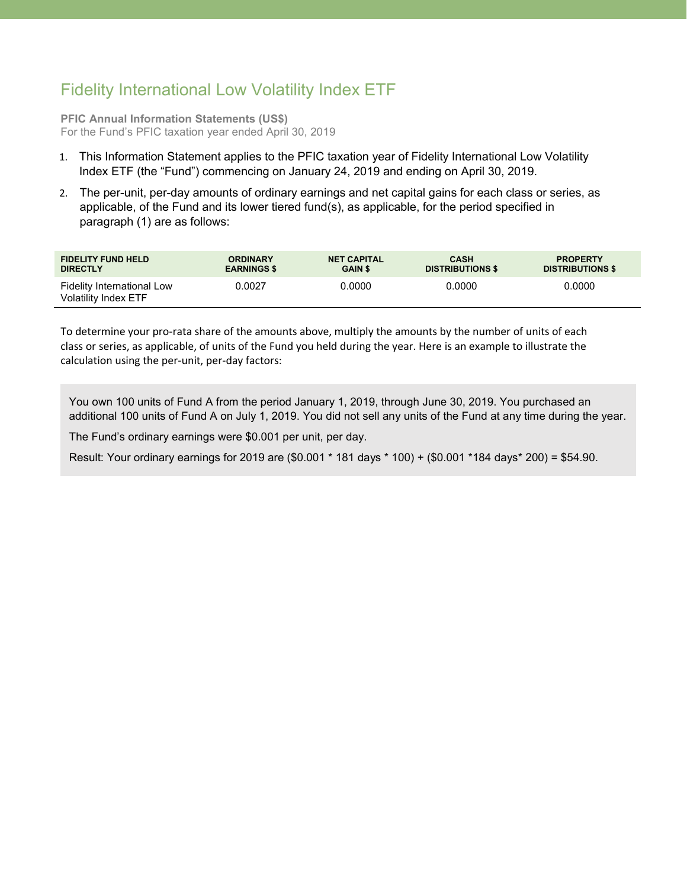# Fidelity International Low Volatility Index ETF

**PFIC Annual Information Statements (US$)**
For the Fund's PFIC taxation year ended April 30, 2019

1. This Information Statement applies to the PFIC taxation year of Fidelity International Low Volatility Index ETF (the "Fund") commencing on January 24, 2019 and ending on April 30, 2019.
2. The per-unit, per-day amounts of ordinary earnings and net capital gains for each class or series, as applicable, of the Fund and its lower tiered fund(s), as applicable, for the period specified in paragraph (1) are as follows:

| FIDELITY FUND HELD DIRECTLY | ORDINARY EARNINGS $ | NET CAPITAL GAIN $ | CASH DISTRIBUTIONS $ | PROPERTY DISTRIBUTIONS $ |
|---|---|---|---|---|
| Fidelity International Low Volatility Index ETF | 0.0027 | 0.0000 | 0.0000 | 0.0000 |

To determine your pro-rata share of the amounts above, multiply the amounts by the number of units of each class or series, as applicable, of units of the Fund you held during the year. Here is an example to illustrate the calculation using the per-unit, per-day factors:

> You own 100 units of Fund A from the period January 1, 2019, through June 30, 2019. You purchased an additional 100 units of Fund A on July 1, 2019. You did not sell any units of the Fund at any time during the year.
>
> The Fund's ordinary earnings were $0.001 per unit, per day.
>
> Result: Your ordinary earnings for 2019 are ($0.001 * 181 days * 100) + ($0.001 *184 days* 200) = $54.90.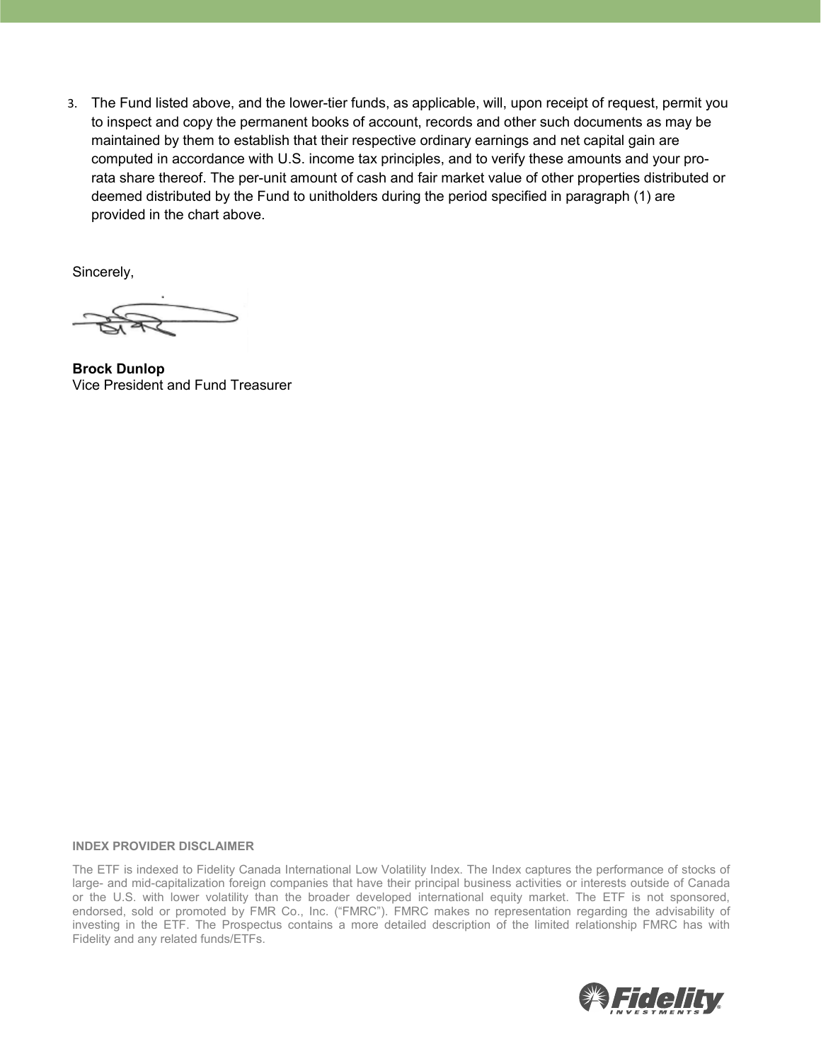3. The Fund listed above, and the lower-tier funds, as applicable, will, upon receipt of request, permit you to inspect and copy the permanent books of account, records and other such documents as may be maintained by them to establish that their respective ordinary earnings and net capital gain are computed in accordance with U.S. income tax principles, and to verify these amounts and your pro-rata share thereof. The per-unit amount of cash and fair market value of other properties distributed or deemed distributed by the Fund to unitholders during the period specified in paragraph (1) are provided in the chart above.

Sincerely,

**Brock Dunlop**
Vice President and Fund Treasurer

**INDEX PROVIDER DISCLAIMER**

The ETF is indexed to Fidelity Canada International Low Volatility Index. The Index captures the performance of stocks of large- and mid-capitalization foreign companies that have their principal business activities or interests outside of Canada or the U.S. with lower volatility than the broader developed international equity market. The ETF is not sponsored, endorsed, sold or promoted by FMR Co., Inc. ("FMRC"). FMRC makes no representation regarding the advisability of investing in the ETF. The Prospectus contains a more detailed description of the limited relationship FMRC has with Fidelity and any related funds/ETFs.